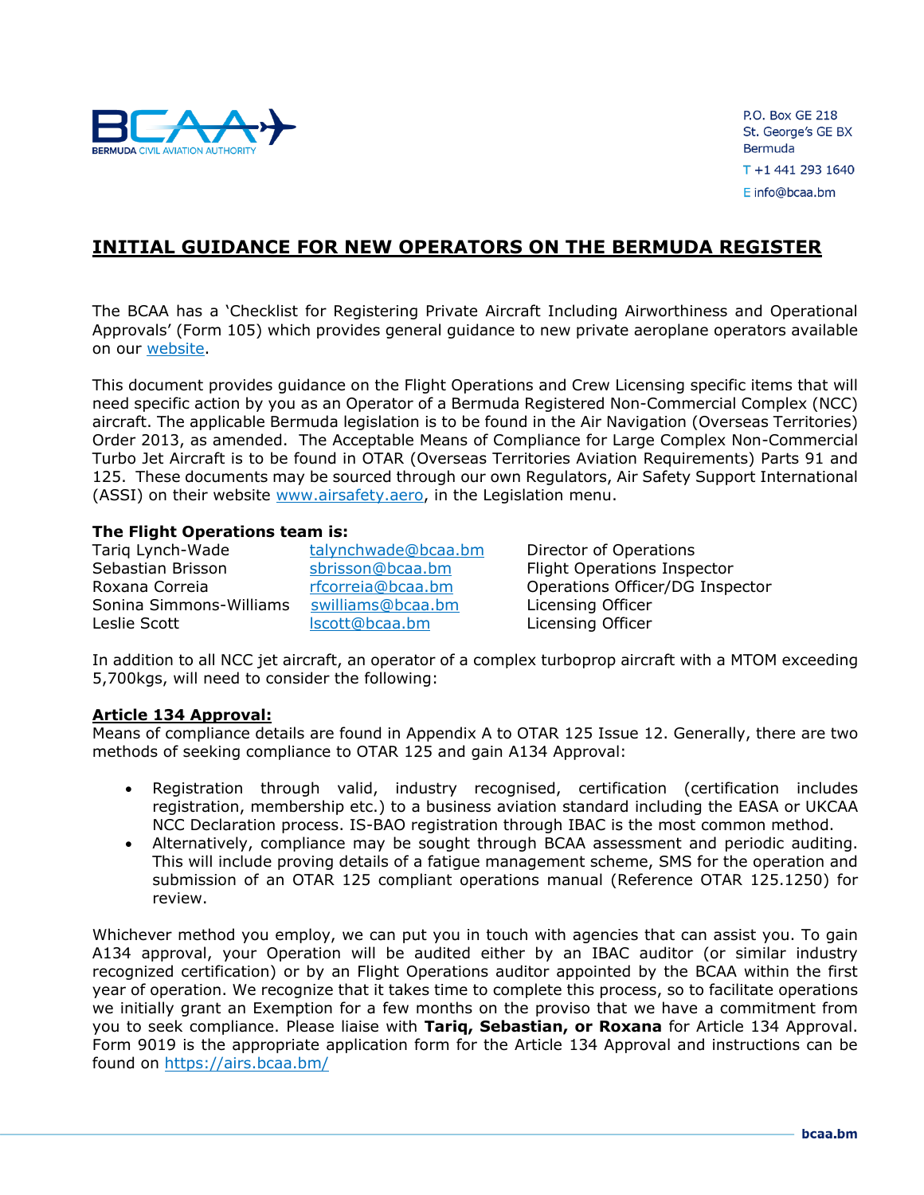P.O. Box GE 218
St. George's GE BX
Bermuda
T +1 441 293 1640
E info@bcaa.bm

# INITIAL GUIDANCE FOR NEW OPERATORS ON THE BERMUDA REGISTER

The BCAA has a 'Checklist for Registering Private Aircraft Including Airworthiness and Operational Approvals' (Form 105) which provides general guidance to new private aeroplane operators available on our website.

This document provides guidance on the Flight Operations and Crew Licensing specific items that will need specific action by you as an Operator of a Bermuda Registered Non-Commercial Complex (NCC) aircraft. The applicable Bermuda legislation is to be found in the Air Navigation (Overseas Territories) Order 2013, as amended. The Acceptable Means of Compliance for Large Complex Non-Commercial Turbo Jet Aircraft is to be found in OTAR (Overseas Territories Aviation Requirements) Parts 91 and 125. These documents may be sourced through our own Regulators, Air Safety Support International (ASSI) on their website www.airsafety.aero, in the Legislation menu.

**The Flight Operations team is:**

| | | |
|---|---|---|
| Tariq Lynch-Wade | talynchwade@bcaa.bm | Director of Operations |
| Sebastian Brisson | sbrisson@bcaa.bm | Flight Operations Inspector |
| Roxana Correia | rfcorreia@bcaa.bm | Operations Officer/DG Inspector |
| Sonina Simmons-Williams | swilliams@bcaa.bm | Licensing Officer |
| Leslie Scott | lscott@bcaa.bm | Licensing Officer |

In addition to all NCC jet aircraft, an operator of a complex turboprop aircraft with a MTOM exceeding 5,700kgs, will need to consider the following:

## Article 134 Approval:

Means of compliance details are found in Appendix A to OTAR 125 Issue 12. Generally, there are two methods of seeking compliance to OTAR 125 and gain A134 Approval:

- Registration through valid, industry recognised, certification (certification includes registration, membership etc.) to a business aviation standard including the EASA or UKCAA NCC Declaration process. IS-BAO registration through IBAC is the most common method.
- Alternatively, compliance may be sought through BCAA assessment and periodic auditing. This will include proving details of a fatigue management scheme, SMS for the operation and submission of an OTAR 125 compliant operations manual (Reference OTAR 125.1250) for review.

Whichever method you employ, we can put you in touch with agencies that can assist you. To gain A134 approval, your Operation will be audited either by an IBAC auditor (or similar industry recognized certification) or by an Flight Operations auditor appointed by the BCAA within the first year of operation. We recognize that it takes time to complete this process, so to facilitate operations we initially grant an Exemption for a few months on the proviso that we have a commitment from you to seek compliance. Please liaise with **Tariq, Sebastian, or Roxana** for Article 134 Approval. Form 9019 is the appropriate application form for the Article 134 Approval and instructions can be found on https://airs.bcaa.bm/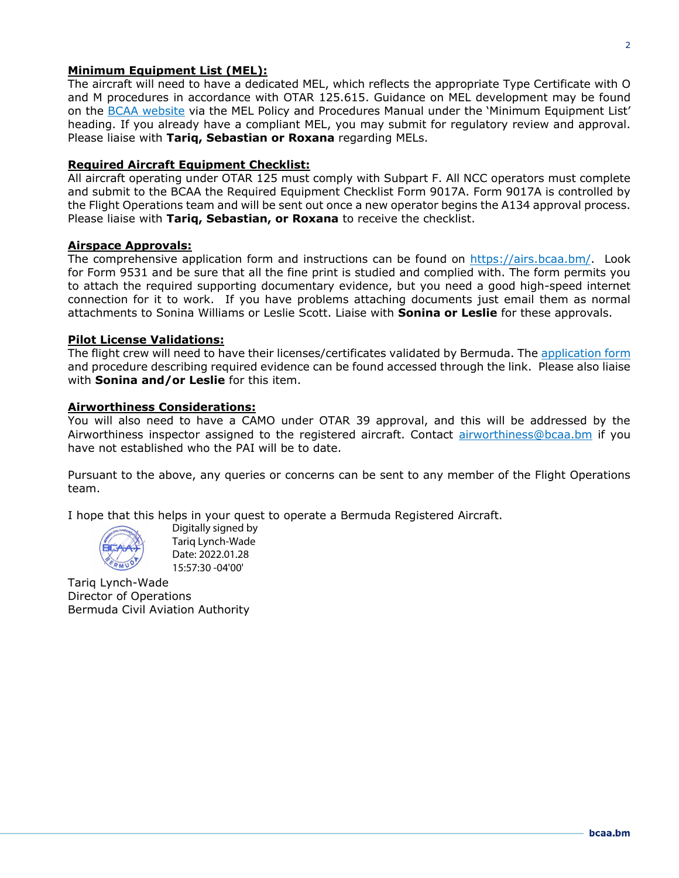**Minimum Equipment List (MEL):**

The aircraft will need to have a dedicated MEL, which reflects the appropriate Type Certificate with O and M procedures in accordance with OTAR 125.615. Guidance on MEL development may be found on the BCAA website via the MEL Policy and Procedures Manual under the 'Minimum Equipment List' heading. If you already have a compliant MEL, you may submit for regulatory review and approval. Please liaise with **Tariq, Sebastian or Roxana** regarding MELs.

**Required Aircraft Equipment Checklist:**

All aircraft operating under OTAR 125 must comply with Subpart F. All NCC operators must complete and submit to the BCAA the Required Equipment Checklist Form 9017A. Form 9017A is controlled by the Flight Operations team and will be sent out once a new operator begins the A134 approval process. Please liaise with **Tariq, Sebastian, or Roxana** to receive the checklist.

**Airspace Approvals:**

The comprehensive application form and instructions can be found on https://airs.bcaa.bm/. Look for Form 9531 and be sure that all the fine print is studied and complied with. The form permits you to attach the required supporting documentary evidence, but you need a good high-speed internet connection for it to work. If you have problems attaching documents just email them as normal attachments to Sonina Williams or Leslie Scott. Liaise with **Sonina or Leslie** for these approvals.

**Pilot License Validations:**

The flight crew will need to have their licenses/certificates validated by Bermuda. The application form and procedure describing required evidence can be found accessed through the link. Please also liaise with **Sonina and/or Leslie** for this item.

**Airworthiness Considerations:**

You will also need to have a CAMO under OTAR 39 approval, and this will be addressed by the Airworthiness inspector assigned to the registered aircraft. Contact airworthiness@bcaa.bm if you have not established who the PAI will be to date.

Pursuant to the above, any queries or concerns can be sent to any member of the Flight Operations team.

I hope that this helps in your quest to operate a Bermuda Registered Aircraft.

Digitally signed by Tariq Lynch-Wade
Date: 2022.01.28 15:57:30 -04'00'

Tariq Lynch-Wade
Director of Operations
Bermuda Civil Aviation Authority